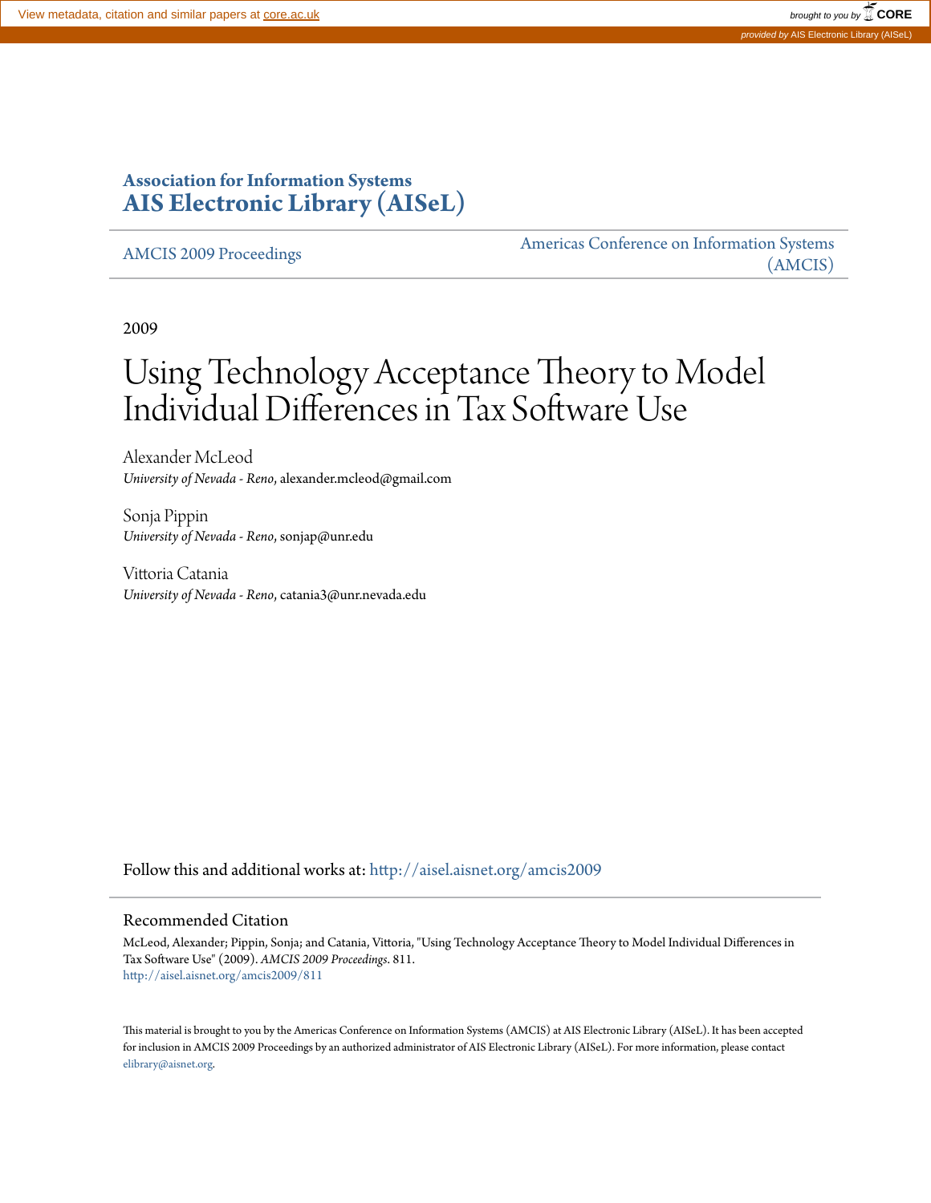View metadata, citation and similar papers at core.ac.uk

brought to you by CORE

provided by AIS Electronic Library (AISeL)

**Association for Information Systems**

**AIS Electronic Library (AISeL)**

AMCIS 2009 Proceedings

Americas Conference on Information Systems (AMCIS)

2009

# Using Technology Acceptance Theory to Model Individual Differences in Tax Software Use

Alexander McLeod
*University of Nevada - Reno*, alexander.mcleod@gmail.com

Sonja Pippin
*University of Nevada - Reno*, sonjap@unr.edu

Vittoria Catania
*University of Nevada - Reno*, catania3@unr.nevada.edu

Follow this and additional works at: http://aisel.aisnet.org/amcis2009

## Recommended Citation

McLeod, Alexander; Pippin, Sonja; and Catania, Vittoria, "Using Technology Acceptance Theory to Model Individual Differences in Tax Software Use" (2009). *AMCIS 2009 Proceedings*. 811.
http://aisel.aisnet.org/amcis2009/811

This material is brought to you by the Americas Conference on Information Systems (AMCIS) at AIS Electronic Library (AISeL). It has been accepted for inclusion in AMCIS 2009 Proceedings by an authorized administrator of AIS Electronic Library (AISeL). For more information, please contact elibrary@aisnet.org.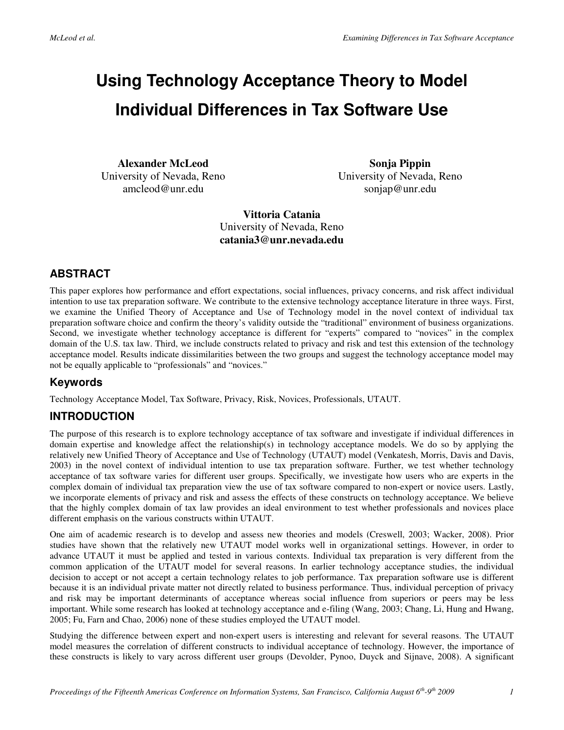# Using Technology Acceptance Theory to Model Individual Differences in Tax Software Use

**Alexander McLeod**
University of Nevada, Reno
amcleod@unr.edu

**Sonja Pippin**
University of Nevada, Reno
sonjap@unr.edu

**Vittoria Catania**
University of Nevada, Reno
**catania3@unr.nevada.edu**

## ABSTRACT

This paper explores how performance and effort expectations, social influences, privacy concerns, and risk affect individual intention to use tax preparation software. We contribute to the extensive technology acceptance literature in three ways. First, we examine the Unified Theory of Acceptance and Use of Technology model in the novel context of individual tax preparation software choice and confirm the theory's validity outside the "traditional" environment of business organizations. Second, we investigate whether technology acceptance is different for "experts" compared to "novices" in the complex domain of the U.S. tax law. Third, we include constructs related to privacy and risk and test this extension of the technology acceptance model. Results indicate dissimilarities between the two groups and suggest the technology acceptance model may not be equally applicable to "professionals" and "novices."

## Keywords

Technology Acceptance Model, Tax Software, Privacy, Risk, Novices, Professionals, UTAUT.

## INTRODUCTION

The purpose of this research is to explore technology acceptance of tax software and investigate if individual differences in domain expertise and knowledge affect the relationship(s) in technology acceptance models. We do so by applying the relatively new Unified Theory of Acceptance and Use of Technology (UTAUT) model (Venkatesh, Morris, Davis and Davis, 2003) in the novel context of individual intention to use tax preparation software. Further, we test whether technology acceptance of tax software varies for different user groups. Specifically, we investigate how users who are experts in the complex domain of individual tax preparation view the use of tax software compared to non-expert or novice users. Lastly, we incorporate elements of privacy and risk and assess the effects of these constructs on technology acceptance. We believe that the highly complex domain of tax law provides an ideal environment to test whether professionals and novices place different emphasis on the various constructs within UTAUT.

One aim of academic research is to develop and assess new theories and models (Creswell, 2003; Wacker, 2008). Prior studies have shown that the relatively new UTAUT model works well in organizational settings. However, in order to advance UTAUT it must be applied and tested in various contexts. Individual tax preparation is very different from the common application of the UTAUT model for several reasons. In earlier technology acceptance studies, the individual decision to accept or not accept a certain technology relates to job performance. Tax preparation software use is different because it is an individual private matter not directly related to business performance. Thus, individual perception of privacy and risk may be important determinants of acceptance whereas social influence from superiors or peers may be less important. While some research has looked at technology acceptance and e-filing (Wang, 2003; Chang, Li, Hung and Hwang, 2005; Fu, Farn and Chao, 2006) none of these studies employed the UTAUT model.

Studying the difference between expert and non-expert users is interesting and relevant for several reasons. The UTAUT model measures the correlation of different constructs to individual acceptance of technology. However, the importance of these constructs is likely to vary across different user groups (Devolder, Pynoo, Duyck and Sijnave, 2008). A significant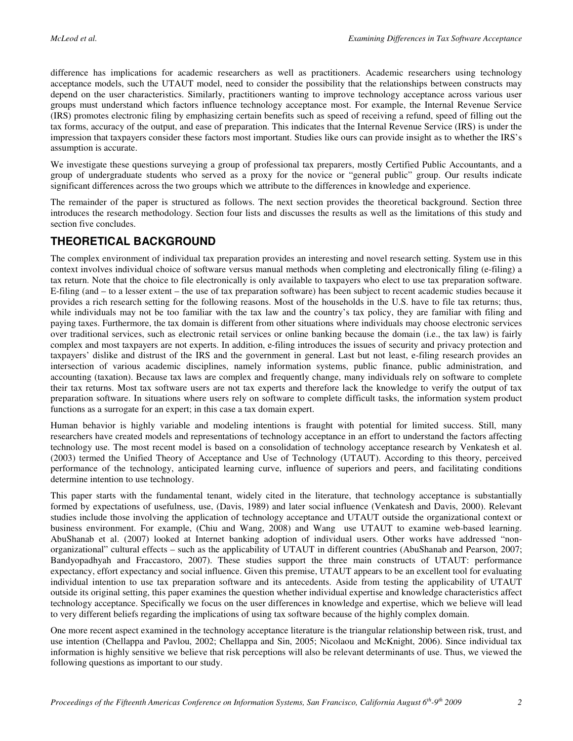difference has implications for academic researchers as well as practitioners. Academic researchers using technology acceptance models, such the UTAUT model, need to consider the possibility that the relationships between constructs may depend on the user characteristics. Similarly, practitioners wanting to improve technology acceptance across various user groups must understand which factors influence technology acceptance most. For example, the Internal Revenue Service (IRS) promotes electronic filing by emphasizing certain benefits such as speed of receiving a refund, speed of filling out the tax forms, accuracy of the output, and ease of preparation. This indicates that the Internal Revenue Service (IRS) is under the impression that taxpayers consider these factors most important. Studies like ours can provide insight as to whether the IRS's assumption is accurate.

We investigate these questions surveying a group of professional tax preparers, mostly Certified Public Accountants, and a group of undergraduate students who served as a proxy for the novice or "general public" group. Our results indicate significant differences across the two groups which we attribute to the differences in knowledge and experience.

The remainder of the paper is structured as follows. The next section provides the theoretical background. Section three introduces the research methodology. Section four lists and discusses the results as well as the limitations of this study and section five concludes.

## THEORETICAL BACKGROUND

The complex environment of individual tax preparation provides an interesting and novel research setting. System use in this context involves individual choice of software versus manual methods when completing and electronically filing (e-filing) a tax return. Note that the choice to file electronically is only available to taxpayers who elect to use tax preparation software. E-filing (and – to a lesser extent – the use of tax preparation software) has been subject to recent academic studies because it provides a rich research setting for the following reasons. Most of the households in the U.S. have to file tax returns; thus, while individuals may not be too familiar with the tax law and the country's tax policy, they are familiar with filing and paying taxes. Furthermore, the tax domain is different from other situations where individuals may choose electronic services over traditional services, such as electronic retail services or online banking because the domain (i.e., the tax law) is fairly complex and most taxpayers are not experts. In addition, e-filing introduces the issues of security and privacy protection and taxpayers' dislike and distrust of the IRS and the government in general. Last but not least, e-filing research provides an intersection of various academic disciplines, namely information systems, public finance, public administration, and accounting (taxation). Because tax laws are complex and frequently change, many individuals rely on software to complete their tax returns. Most tax software users are not tax experts and therefore lack the knowledge to verify the output of tax preparation software. In situations where users rely on software to complete difficult tasks, the information system product functions as a surrogate for an expert; in this case a tax domain expert.

Human behavior is highly variable and modeling intentions is fraught with potential for limited success. Still, many researchers have created models and representations of technology acceptance in an effort to understand the factors affecting technology use. The most recent model is based on a consolidation of technology acceptance research by Venkatesh et al. (2003) termed the Unified Theory of Acceptance and Use of Technology (UTAUT). According to this theory, perceived performance of the technology, anticipated learning curve, influence of superiors and peers, and facilitating conditions determine intention to use technology.

This paper starts with the fundamental tenant, widely cited in the literature, that technology acceptance is substantially formed by expectations of usefulness, use, (Davis, 1989) and later social influence (Venkatesh and Davis, 2000). Relevant studies include those involving the application of technology acceptance and UTAUT outside the organizational context or business environment. For example, (Chiu and Wang, 2008) and Wang use UTAUT to examine web-based learning. AbuShanab et al. (2007) looked at Internet banking adoption of individual users. Other works have addressed "non-organizational" cultural effects – such as the applicability of UTAUT in different countries (AbuShanab and Pearson, 2007; Bandyopadhyah and Fraccastoro, 2007). These studies support the three main constructs of UTAUT: performance expectancy, effort expectancy and social influence. Given this premise, UTAUT appears to be an excellent tool for evaluating individual intention to use tax preparation software and its antecedents. Aside from testing the applicability of UTAUT outside its original setting, this paper examines the question whether individual expertise and knowledge characteristics affect technology acceptance. Specifically we focus on the user differences in knowledge and expertise, which we believe will lead to very different beliefs regarding the implications of using tax software because of the highly complex domain.

One more recent aspect examined in the technology acceptance literature is the triangular relationship between risk, trust, and use intention (Chellappa and Pavlou, 2002; Chellappa and Sin, 2005; Nicolaou and McKnight, 2006). Since individual tax information is highly sensitive we believe that risk perceptions will also be relevant determinants of use. Thus, we viewed the following questions as important to our study.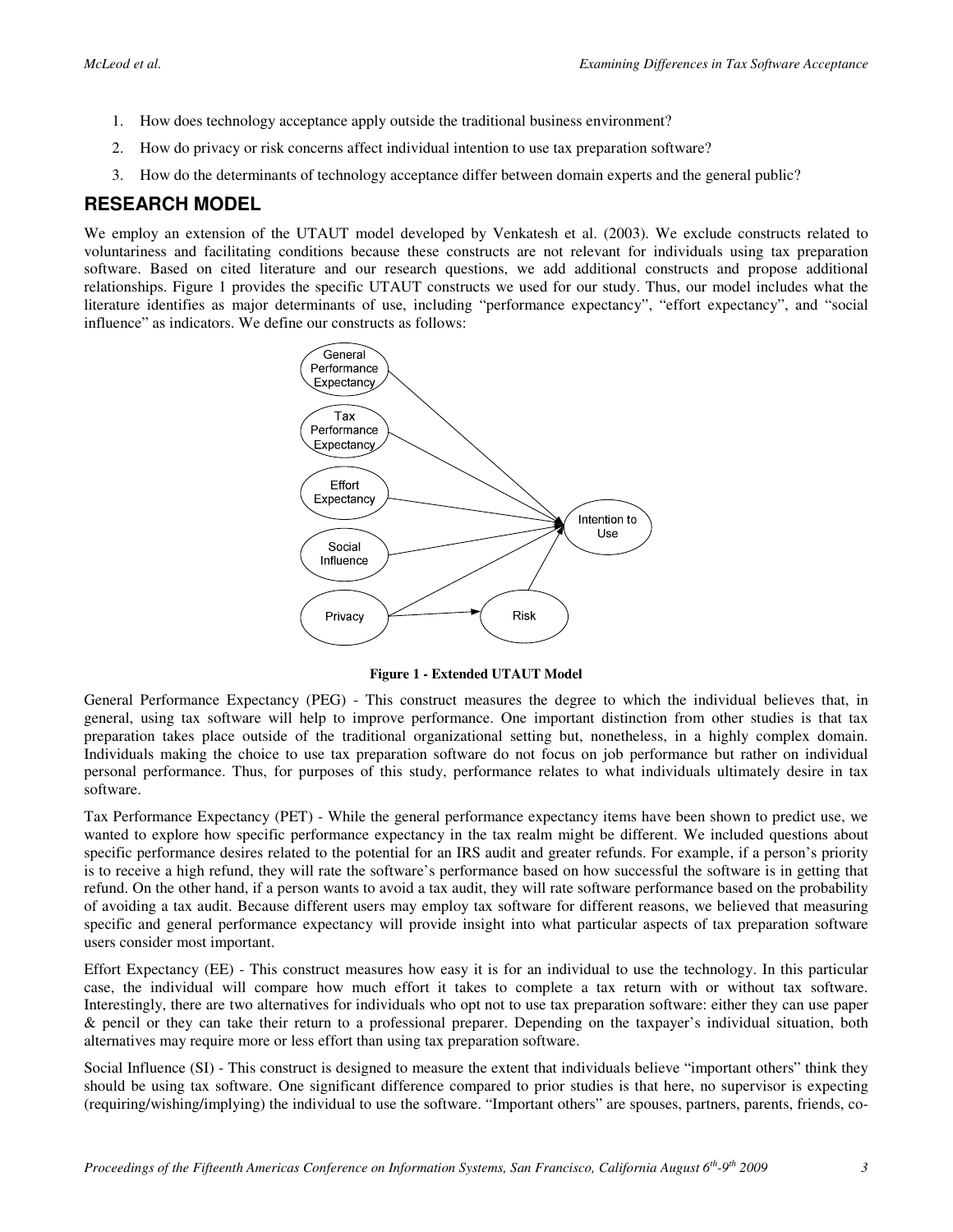1. How does technology acceptance apply outside the traditional business environment?
2. How do privacy or risk concerns affect individual intention to use tax preparation software?
3. How do the determinants of technology acceptance differ between domain experts and the general public?

## RESEARCH MODEL

We employ an extension of the UTAUT model developed by Venkatesh et al. (2003). We exclude constructs related to voluntariness and facilitating conditions because these constructs are not relevant for individuals using tax preparation software. Based on cited literature and our research questions, we add additional constructs and propose additional relationships. Figure 1 provides the specific UTAUT constructs we used for our study. Thus, our model includes what the literature identifies as major determinants of use, including "performance expectancy", "effort expectancy", and "social influence" as indicators. We define our constructs as follows:

**Figure 1 - Extended UTAUT Model**

General Performance Expectancy (PEG) - This construct measures the degree to which the individual believes that, in general, using tax software will help to improve performance. One important distinction from other studies is that tax preparation takes place outside of the traditional organizational setting but, nonetheless, in a highly complex domain. Individuals making the choice to use tax preparation software do not focus on job performance but rather on individual personal performance. Thus, for purposes of this study, performance relates to what individuals ultimately desire in tax software.

Tax Performance Expectancy (PET) - While the general performance expectancy items have been shown to predict use, we wanted to explore how specific performance expectancy in the tax realm might be different. We included questions about specific performance desires related to the potential for an IRS audit and greater refunds. For example, if a person's priority is to receive a high refund, they will rate the software's performance based on how successful the software is in getting that refund. On the other hand, if a person wants to avoid a tax audit, they will rate software performance based on the probability of avoiding a tax audit. Because different users may employ tax software for different reasons, we believed that measuring specific and general performance expectancy will provide insight into what particular aspects of tax preparation software users consider most important.

Effort Expectancy (EE) - This construct measures how easy it is for an individual to use the technology. In this particular case, the individual will compare how much effort it takes to complete a tax return with or without tax software. Interestingly, there are two alternatives for individuals who opt not to use tax preparation software: either they can use paper & pencil or they can take their return to a professional preparer. Depending on the taxpayer's individual situation, both alternatives may require more or less effort than using tax preparation software.

Social Influence (SI) - This construct is designed to measure the extent that individuals believe "important others" think they should be using tax software. One significant difference compared to prior studies is that here, no supervisor is expecting (requiring/wishing/implying) the individual to use the software. "Important others" are spouses, partners, parents, friends, co-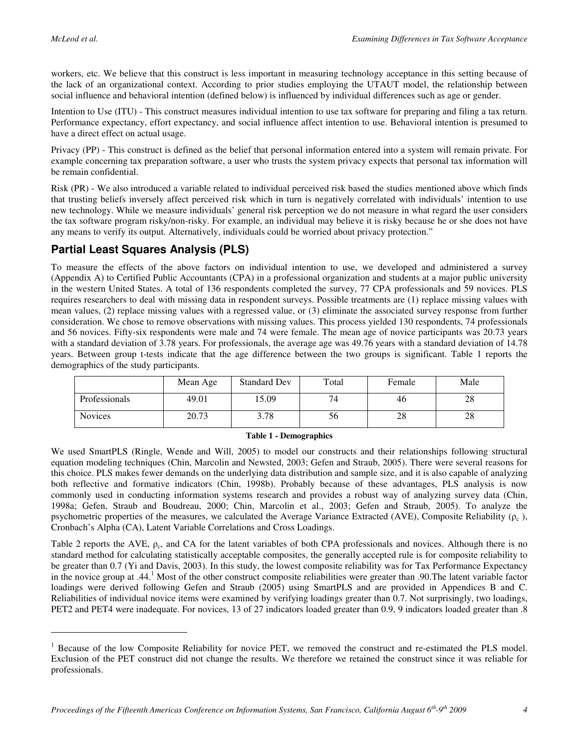workers, etc. We believe that this construct is less important in measuring technology acceptance in this setting because of the lack of an organizational context. According to prior studies employing the UTAUT model, the relationship between social influence and behavioral intention (defined below) is influenced by individual differences such as age or gender.

Intention to Use (ITU) - This construct measures individual intention to use tax software for preparing and filing a tax return. Performance expectancy, effort expectancy, and social influence affect intention to use. Behavioral intention is presumed to have a direct effect on actual usage.

Privacy (PP) - This construct is defined as the belief that personal information entered into a system will remain private. For example concerning tax preparation software, a user who trusts the system privacy expects that personal tax information will be remain confidential.

Risk (PR) - We also introduced a variable related to individual perceived risk based the studies mentioned above which finds that trusting beliefs inversely affect perceived risk which in turn is negatively correlated with individuals' intention to use new technology. While we measure individuals' general risk perception we do not measure in what regard the user considers the tax software program risky/non-risky. For example, an individual may believe it is risky because he or she does not have any means to verify its output. Alternatively, individuals could be worried about privacy protection."

## Partial Least Squares Analysis (PLS)

To measure the effects of the above factors on individual intention to use, we developed and administered a survey (Appendix A) to Certified Public Accountants (CPA) in a professional organization and students at a major public university in the western United States. A total of 136 respondents completed the survey, 77 CPA professionals and 59 novices. PLS requires researchers to deal with missing data in respondent surveys. Possible treatments are (1) replace missing values with mean values, (2) replace missing values with a regressed value, or (3) eliminate the associated survey response from further consideration. We chose to remove observations with missing values. This process yielded 130 respondents, 74 professionals and 56 novices. Fifty-six respondents were male and 74 were female. The mean age of novice participants was 20.73 years with a standard deviation of 3.78 years. For professionals, the average age was 49.76 years with a standard deviation of 14.78 years. Between group t-tests indicate that the age difference between the two groups is significant. Table 1 reports the demographics of the study participants.

| | Mean Age | Standard Dev | Total | Female | Male |
|---|---|---|---|---|---|
| Professionals | 49.01 | 15.09 | 74 | 46 | 28 |
| Novices | 20.73 | 3.78 | 56 | 28 | 28 |

**Table 1 - Demographics**

We used SmartPLS (Ringle, Wende and Will, 2005) to model our constructs and their relationships following structural equation modeling techniques (Chin, Marcolin and Newsted, 2003; Gefen and Straub, 2005). There were several reasons for this choice. PLS makes fewer demands on the underlying data distribution and sample size, and it is also capable of analyzing both reflective and formative indicators (Chin, 1998b). Probably because of these advantages, PLS analysis is now commonly used in conducting information systems research and provides a robust way of analyzing survey data (Chin, 1998a; Gefen, Straub and Boudreau, 2000; Chin, Marcolin et al., 2003; Gefen and Straub, 2005). To analyze the psychometric properties of the measures, we calculated the Average Variance Extracted (AVE), Composite Reliability ($\rho_c$ ), Cronbach's Alpha (CA), Latent Variable Correlations and Cross Loadings.

Table 2 reports the AVE, $\rho_c$, and CA for the latent variables of both CPA professionals and novices. Although there is no standard method for calculating statistically acceptable composites, the generally accepted rule is for composite reliability to be greater than 0.7 (Yi and Davis, 2003). In this study, the lowest composite reliability was for Tax Performance Expectancy in the novice group at .44.[1] Most of the other construct composite reliabilities were greater than .90.The latent variable factor loadings were derived following Gefen and Straub (2005) using SmartPLS and are provided in Appendices B and C. Reliabilities of individual novice items were examined by verifying loadings greater than 0.7. Not surprisingly, two loadings, PET2 and PET4 were inadequate. For novices, 13 of 27 indicators loaded greater than 0.9, 9 indicators loaded greater than .8

---

[1] Because of the low Composite Reliability for novice PET, we removed the construct and re-estimated the PLS model. Exclusion of the PET construct did not change the results. We therefore we retained the construct since it was reliable for professionals.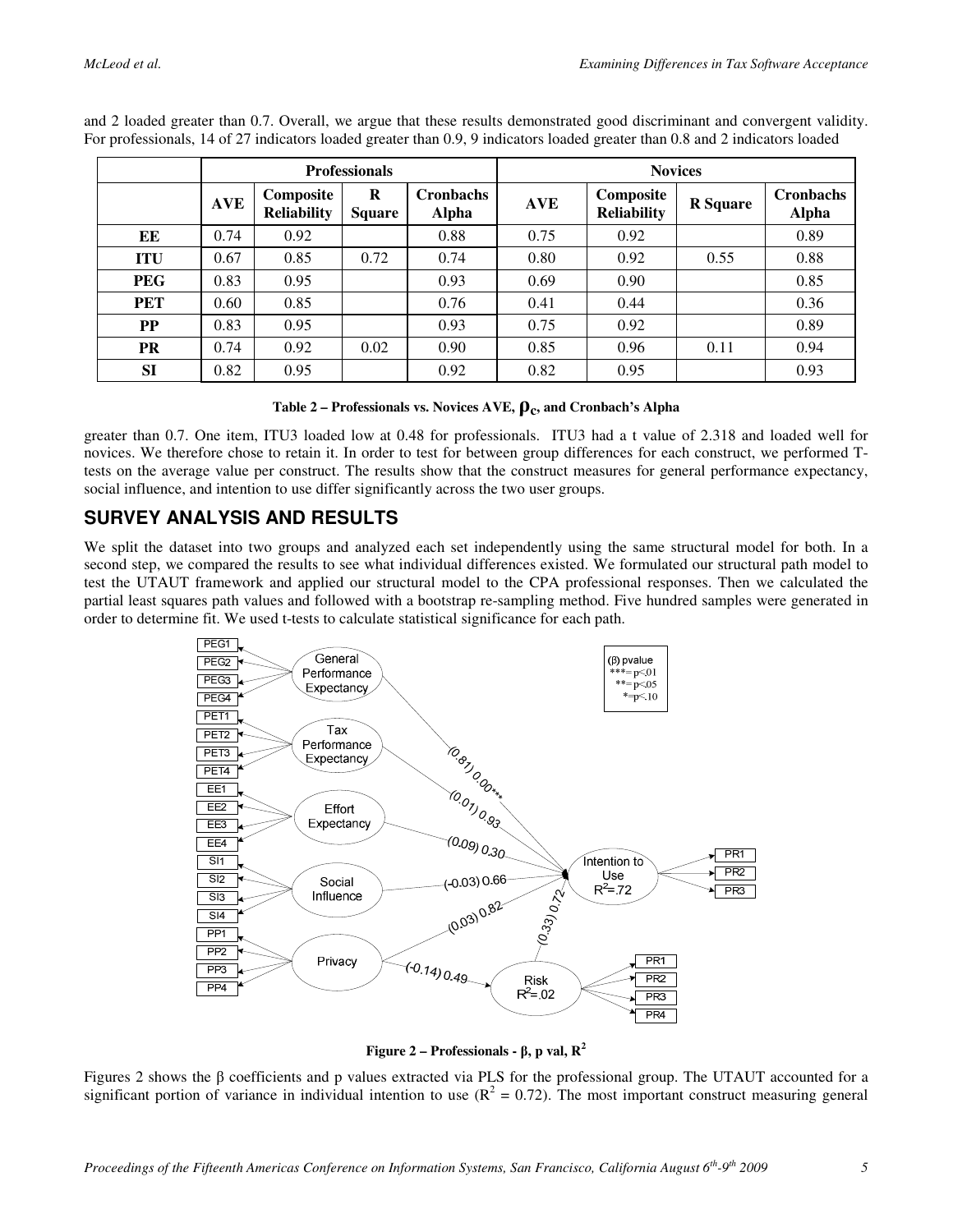and 2 loaded greater than 0.7. Overall, we argue that these results demonstrated good discriminant and convergent validity. For professionals, 14 of 27 indicators loaded greater than 0.9, 9 indicators loaded greater than 0.8 and 2 indicators loaded

| | Professionals | | | | Novices | | | |
|---|---|---|---|---|---|---|---|---|
| | AVE | Composite Reliability | R Square | Cronbachs Alpha | AVE | Composite Reliability | R Square | Cronbachs Alpha |
| EE | 0.74 | 0.92 | | 0.88 | 0.75 | 0.92 | | 0.89 |
| ITU | 0.67 | 0.85 | 0.72 | 0.74 | 0.80 | 0.92 | 0.55 | 0.88 |
| PEG | 0.83 | 0.95 | | 0.93 | 0.69 | 0.90 | | 0.85 |
| PET | 0.60 | 0.85 | | 0.76 | 0.41 | 0.44 | | 0.36 |
| PP | 0.83 | 0.95 | | 0.93 | 0.75 | 0.92 | | 0.89 |
| PR | 0.74 | 0.92 | 0.02 | 0.90 | 0.85 | 0.96 | 0.11 | 0.94 |
| SI | 0.82 | 0.95 | | 0.92 | 0.82 | 0.95 | | 0.93 |

**Table 2 – Professionals vs. Novices AVE, $\rho_c$, and Cronbach's Alpha**

greater than 0.7. One item, ITU3 loaded low at 0.48 for professionals. ITU3 had a t value of 2.318 and loaded well for novices. We therefore chose to retain it. In order to test for between group differences for each construct, we performed T-tests on the average value per construct. The results show that the construct measures for general performance expectancy, social influence, and intention to use differ significantly across the two user groups.

## SURVEY ANALYSIS AND RESULTS

We split the dataset into two groups and analyzed each set independently using the same structural model for both. In a second step, we compared the results to see what individual differences existed. We formulated our structural path model to test the UTAUT framework and applied our structural model to the CPA professional responses. Then we calculated the partial least squares path values and followed with a bootstrap re-sampling method. Five hundred samples were generated in order to determine fit. We used t-tests to calculate statistical significance for each path.

**Figure 2 – Professionals - β, p val, $R^2$**

Figures 2 shows the β coefficients and p values extracted via PLS for the professional group. The UTAUT accounted for a significant portion of variance in individual intention to use ($R^2 = 0.72$). The most important construct measuring general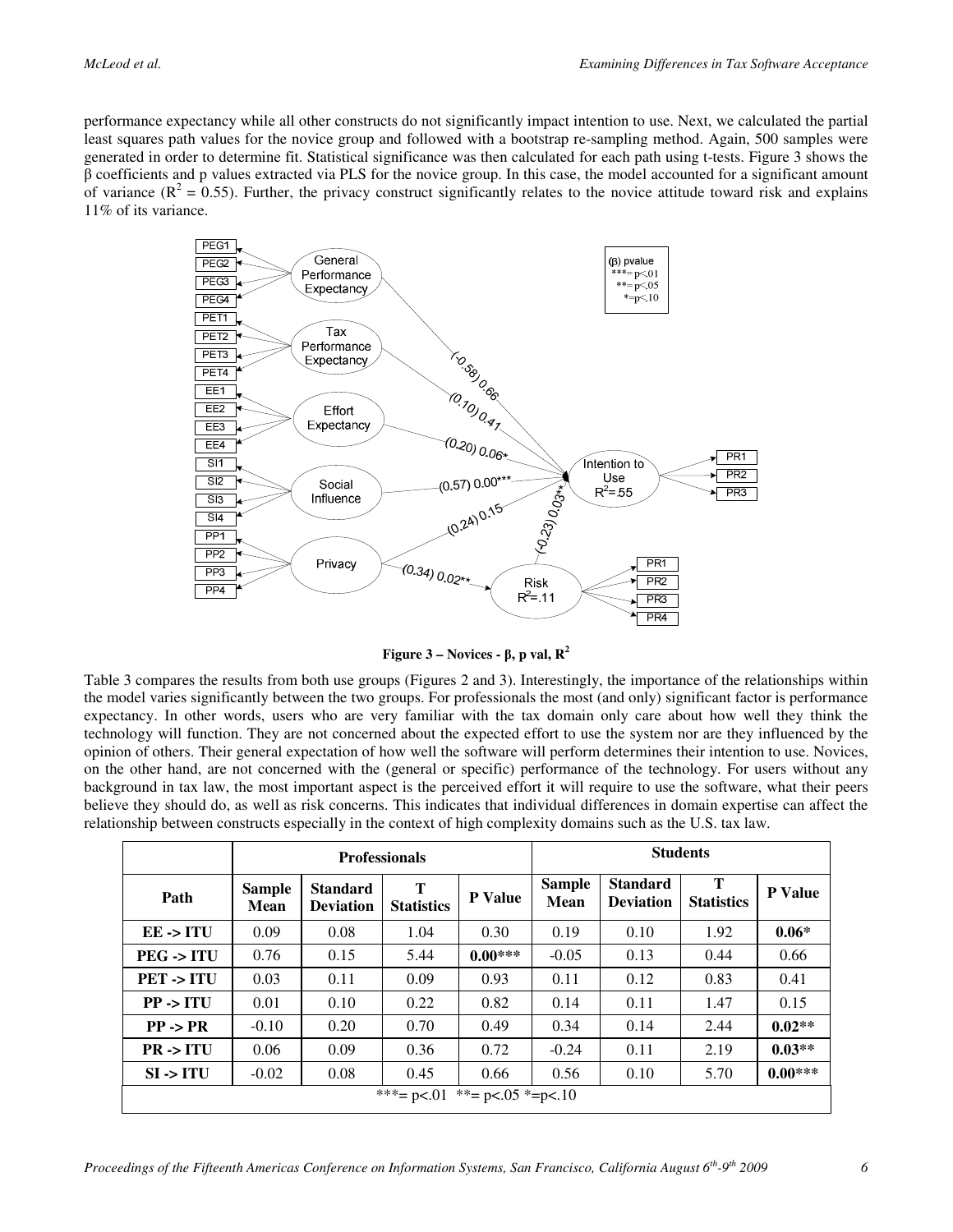performance expectancy while all other constructs do not significantly impact intention to use. Next, we calculated the partial least squares path values for the novice group and followed with a bootstrap re-sampling method. Again, 500 samples were generated in order to determine fit. Statistical significance was then calculated for each path using t-tests. Figure 3 shows the β coefficients and p values extracted via PLS for the novice group. In this case, the model accounted for a significant amount of variance ($R^2 = 0.55$). Further, the privacy construct significantly relates to the novice attitude toward risk and explains 11% of its variance.

**Figure 3 – Novices - β, p val, $R^2$**

Table 3 compares the results from both use groups (Figures 2 and 3). Interestingly, the importance of the relationships within the model varies significantly between the two groups. For professionals the most (and only) significant factor is performance expectancy. In other words, users who are very familiar with the tax domain only care about how well they think the technology will function. They are not concerned about the expected effort to use the system nor are they influenced by the opinion of others. Their general expectation of how well the software will perform determines their intention to use. Novices, on the other hand, are not concerned with the (general or specific) performance of the technology. For users without any background in tax law, the most important aspect is the perceived effort it will require to use the software, what their peers believe they should do, as well as risk concerns. This indicates that individual differences in domain expertise can affect the relationship between constructs especially in the context of high complexity domains such as the U.S. tax law.

| | Professionals | | | | Students | | | |
|---|---|---|---|---|---|---|---|---|
| **Path** | **Sample Mean** | **Standard Deviation** | **T Statistics** | **P Value** | **Sample Mean** | **Standard Deviation** | **T Statistics** | **P Value** |
| **EE -> ITU** | 0.09 | 0.08 | 1.04 | 0.30 | 0.19 | 0.10 | 1.92 | **0.06*** |
| **PEG -> ITU** | 0.76 | 0.15 | 5.44 | **0.00***** | -0.05 | 0.13 | 0.44 | 0.66 |
| **PET -> ITU** | 0.03 | 0.11 | 0.09 | 0.93 | 0.11 | 0.12 | 0.83 | 0.41 |
| **PP -> ITU** | 0.01 | 0.10 | 0.22 | 0.82 | 0.14 | 0.11 | 1.47 | 0.15 |
| **PP -> PR** | -0.10 | 0.20 | 0.70 | 0.49 | 0.34 | 0.14 | 2.44 | **0.02**** |
| **PR -> ITU** | 0.06 | 0.09 | 0.36 | 0.72 | -0.24 | 0.11 | 2.19 | **0.03**** |
| **SI -> ITU** | -0.02 | 0.08 | 0.45 | 0.66 | 0.56 | 0.10 | 5.70 | **0.00***** |

***= p<.01 **= p<.05 *=p<.10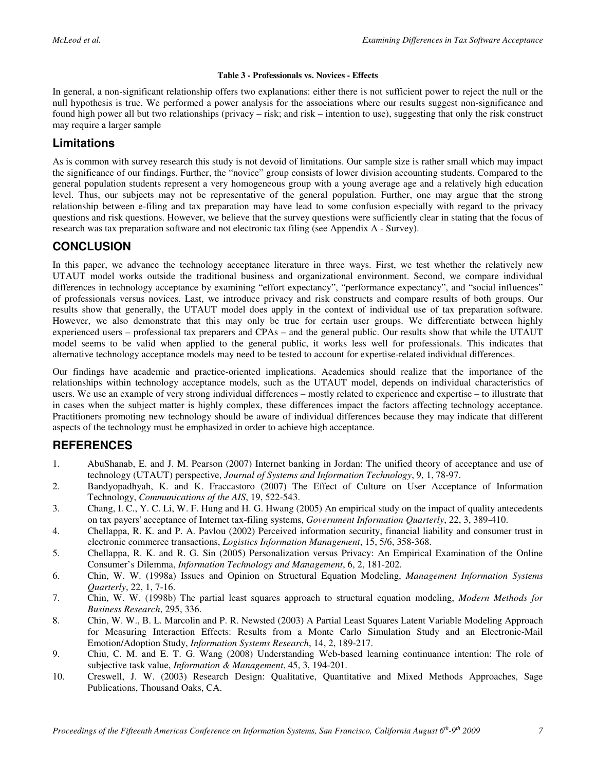**Table 3 - Professionals vs. Novices - Effects**

In general, a non-significant relationship offers two explanations: either there is not sufficient power to reject the null or the null hypothesis is true. We performed a power analysis for the associations where our results suggest non-significance and found high power all but two relationships (privacy – risk; and risk – intention to use), suggesting that only the risk construct may require a larger sample

## Limitations

As is common with survey research this study is not devoid of limitations. Our sample size is rather small which may impact the significance of our findings. Further, the "novice" group consists of lower division accounting students. Compared to the general population students represent a very homogeneous group with a young average age and a relatively high education level. Thus, our subjects may not be representative of the general population. Further, one may argue that the strong relationship between e-filing and tax preparation may have lead to some confusion especially with regard to the privacy questions and risk questions. However, we believe that the survey questions were sufficiently clear in stating that the focus of research was tax preparation software and not electronic tax filing (see Appendix A - Survey).

## CONCLUSION

In this paper, we advance the technology acceptance literature in three ways. First, we test whether the relatively new UTAUT model works outside the traditional business and organizational environment. Second, we compare individual differences in technology acceptance by examining "effort expectancy", "performance expectancy", and "social influences" of professionals versus novices. Last, we introduce privacy and risk constructs and compare results of both groups. Our results show that generally, the UTAUT model does apply in the context of individual use of tax preparation software. However, we also demonstrate that this may only be true for certain user groups. We differentiate between highly experienced users – professional tax preparers and CPAs – and the general public. Our results show that while the UTAUT model seems to be valid when applied to the general public, it works less well for professionals. This indicates that alternative technology acceptance models may need to be tested to account for expertise-related individual differences.

Our findings have academic and practice-oriented implications. Academics should realize that the importance of the relationships within technology acceptance models, such as the UTAUT model, depends on individual characteristics of users. We use an example of very strong individual differences – mostly related to experience and expertise – to illustrate that in cases when the subject matter is highly complex, these differences impact the factors affecting technology acceptance. Practitioners promoting new technology should be aware of individual differences because they may indicate that different aspects of the technology must be emphasized in order to achieve high acceptance.

## REFERENCES

1. AbuShanab, E. and J. M. Pearson (2007) Internet banking in Jordan: The unified theory of acceptance and use of technology (UTAUT) perspective, *Journal of Systems and Information Technology*, 9, 1, 78-97.
2. Bandyopadhyah, K. and K. Fraccastoro (2007) The Effect of Culture on User Acceptance of Information Technology, *Communications of the AIS*, 19, 522-543.
3. Chang, I. C., Y. C. Li, W. F. Hung and H. G. Hwang (2005) An empirical study on the impact of quality antecedents on tax payers' acceptance of Internet tax-filing systems, *Government Information Quarterly*, 22, 3, 389-410.
4. Chellappa, R. K. and P. A. Pavlou (2002) Perceived information security, financial liability and consumer trust in electronic commerce transactions, *Logistics Information Management*, 15, 5/6, 358-368.
5. Chellappa, R. K. and R. G. Sin (2005) Personalization versus Privacy: An Empirical Examination of the Online Consumer's Dilemma, *Information Technology and Management*, 6, 2, 181-202.
6. Chin, W. W. (1998a) Issues and Opinion on Structural Equation Modeling, *Management Information Systems Quarterly*, 22, 1, 7-16.
7. Chin, W. W. (1998b) The partial least squares approach to structural equation modeling, *Modern Methods for Business Research*, 295, 336.
8. Chin, W. W., B. L. Marcolin and P. R. Newsted (2003) A Partial Least Squares Latent Variable Modeling Approach for Measuring Interaction Effects: Results from a Monte Carlo Simulation Study and an Electronic-Mail Emotion/Adoption Study, *Information Systems Research*, 14, 2, 189-217.
9. Chiu, C. M. and E. T. G. Wang (2008) Understanding Web-based learning continuance intention: The role of subjective task value, *Information & Management*, 45, 3, 194-201.
10. Creswell, J. W. (2003) Research Design: Qualitative, Quantitative and Mixed Methods Approaches, Sage Publications, Thousand Oaks, CA.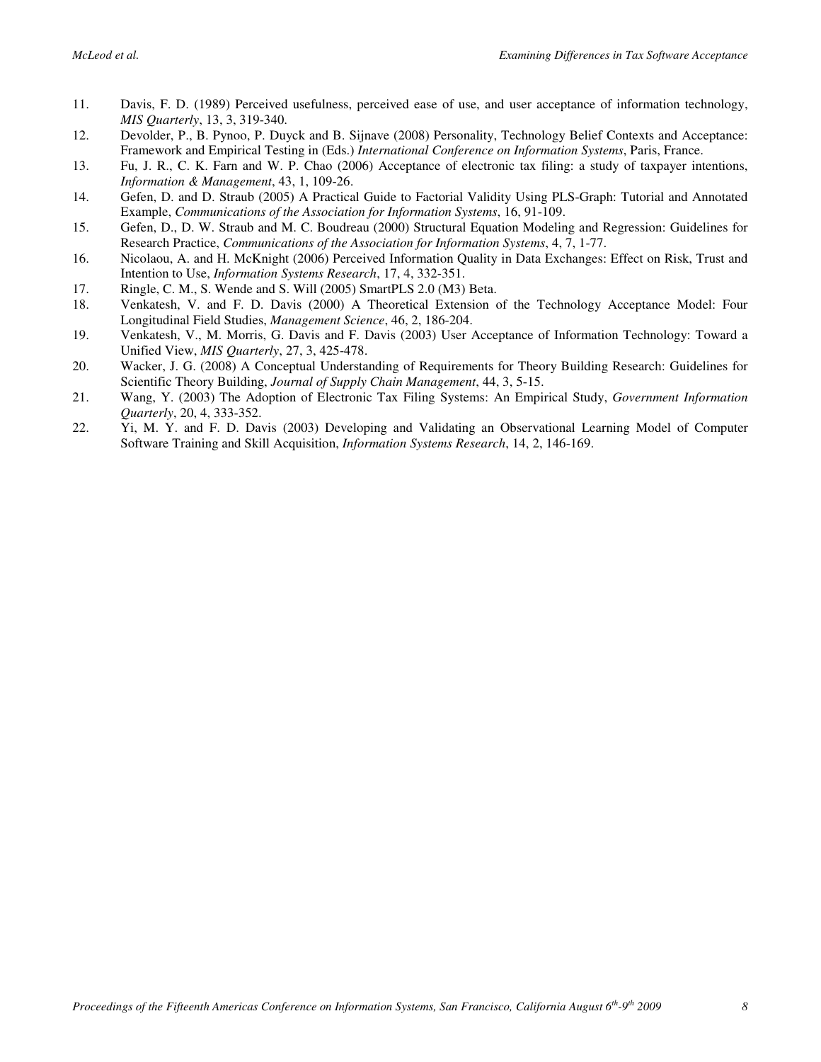11. Davis, F. D. (1989) Perceived usefulness, perceived ease of use, and user acceptance of information technology, *MIS Quarterly*, 13, 3, 319-340.
12. Devolder, P., B. Pynoo, P. Duyck and B. Sijnave (2008) Personality, Technology Belief Contexts and Acceptance: Framework and Empirical Testing in (Eds.) *International Conference on Information Systems*, Paris, France.
13. Fu, J. R., C. K. Farn and W. P. Chao (2006) Acceptance of electronic tax filing: a study of taxpayer intentions, *Information & Management*, 43, 1, 109-26.
14. Gefen, D. and D. Straub (2005) A Practical Guide to Factorial Validity Using PLS-Graph: Tutorial and Annotated Example, *Communications of the Association for Information Systems*, 16, 91-109.
15. Gefen, D., D. W. Straub and M. C. Boudreau (2000) Structural Equation Modeling and Regression: Guidelines for Research Practice, *Communications of the Association for Information Systems*, 4, 7, 1-77.
16. Nicolaou, A. and H. McKnight (2006) Perceived Information Quality in Data Exchanges: Effect on Risk, Trust and Intention to Use, *Information Systems Research*, 17, 4, 332-351.
17. Ringle, C. M., S. Wende and S. Will (2005) SmartPLS 2.0 (M3) Beta.
18. Venkatesh, V. and F. D. Davis (2000) A Theoretical Extension of the Technology Acceptance Model: Four Longitudinal Field Studies, *Management Science*, 46, 2, 186-204.
19. Venkatesh, V., M. Morris, G. Davis and F. Davis (2003) User Acceptance of Information Technology: Toward a Unified View, *MIS Quarterly*, 27, 3, 425-478.
20. Wacker, J. G. (2008) A Conceptual Understanding of Requirements for Theory Building Research: Guidelines for Scientific Theory Building, *Journal of Supply Chain Management*, 44, 3, 5-15.
21. Wang, Y. (2003) The Adoption of Electronic Tax Filing Systems: An Empirical Study, *Government Information Quarterly*, 20, 4, 333-352.
22. Yi, M. Y. and F. D. Davis (2003) Developing and Validating an Observational Learning Model of Computer Software Training and Skill Acquisition, *Information Systems Research*, 14, 2, 146-169.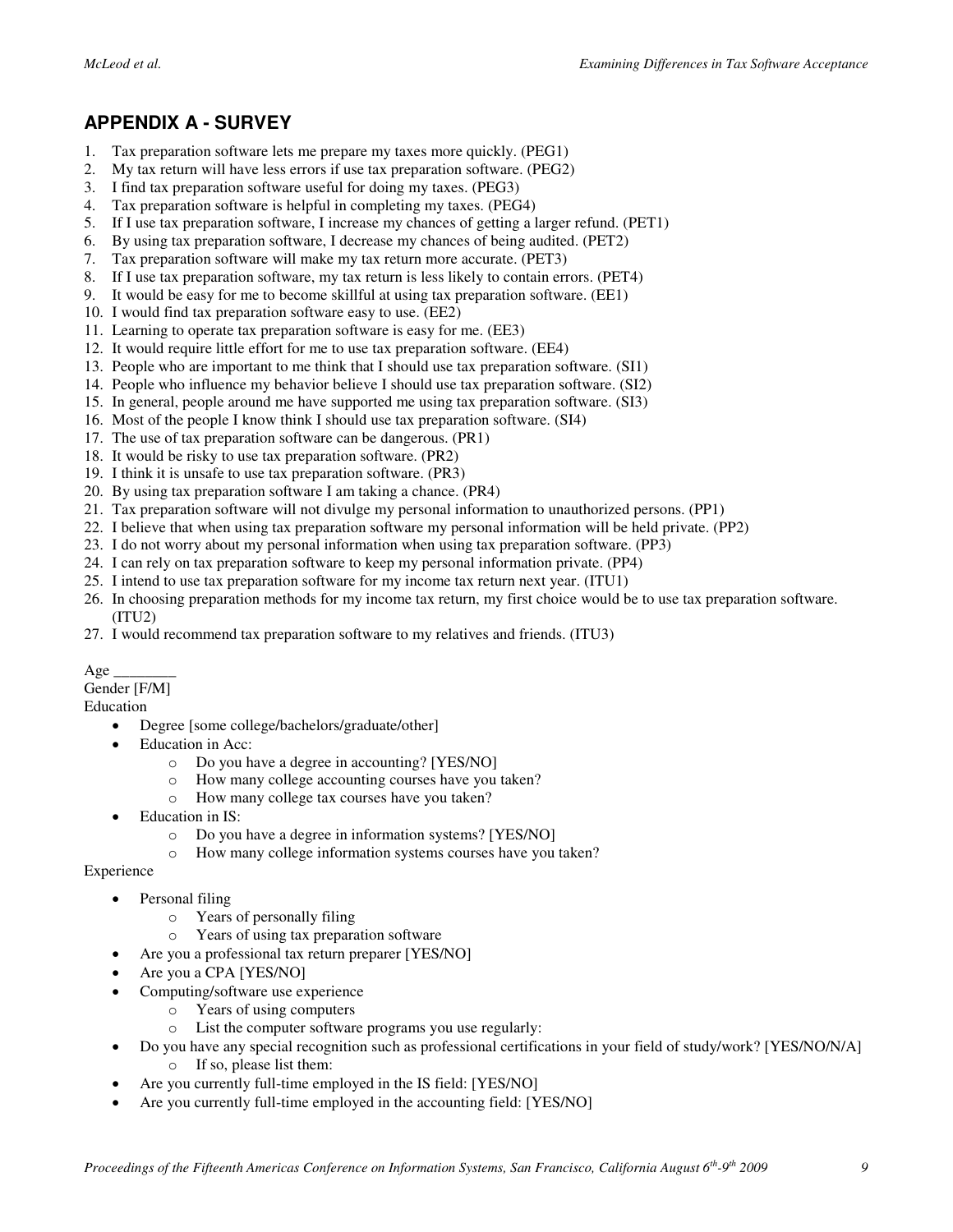## APPENDIX A - SURVEY

1. Tax preparation software lets me prepare my taxes more quickly. (PEG1)
2. My tax return will have less errors if use tax preparation software. (PEG2)
3. I find tax preparation software useful for doing my taxes. (PEG3)
4. Tax preparation software is helpful in completing my taxes. (PEG4)
5. If I use tax preparation software, I increase my chances of getting a larger refund. (PET1)
6. By using tax preparation software, I decrease my chances of being audited. (PET2)
7. Tax preparation software will make my tax return more accurate. (PET3)
8. If I use tax preparation software, my tax return is less likely to contain errors. (PET4)
9. It would be easy for me to become skillful at using tax preparation software. (EE1)
10. I would find tax preparation software easy to use. (EE2)
11. Learning to operate tax preparation software is easy for me. (EE3)
12. It would require little effort for me to use tax preparation software. (EE4)
13. People who are important to me think that I should use tax preparation software. (SI1)
14. People who influence my behavior believe I should use tax preparation software. (SI2)
15. In general, people around me have supported me using tax preparation software. (SI3)
16. Most of the people I know think I should use tax preparation software. (SI4)
17. The use of tax preparation software can be dangerous. (PR1)
18. It would be risky to use tax preparation software. (PR2)
19. I think it is unsafe to use tax preparation software. (PR3)
20. By using tax preparation software I am taking a chance. (PR4)
21. Tax preparation software will not divulge my personal information to unauthorized persons. (PP1)
22. I believe that when using tax preparation software my personal information will be held private. (PP2)
23. I do not worry about my personal information when using tax preparation software. (PP3)
24. I can rely on tax preparation software to keep my personal information private. (PP4)
25. I intend to use tax preparation software for my income tax return next year. (ITU1)
26. In choosing preparation methods for my income tax return, my first choice would be to use tax preparation software. (ITU2)
27. I would recommend tax preparation software to my relatives and friends. (ITU3)

Age ________
Gender [F/M]
Education

- Degree [some college/bachelors/graduate/other]
- Education in Acc:
  - Do you have a degree in accounting? [YES/NO]
  - How many college accounting courses have you taken?
  - How many college tax courses have you taken?
- Education in IS:
  - Do you have a degree in information systems? [YES/NO]
  - How many college information systems courses have you taken?

Experience

- Personal filing
  - Years of personally filing
  - Years of using tax preparation software
- Are you a professional tax return preparer [YES/NO]
- Are you a CPA [YES/NO]
- Computing/software use experience
  - Years of using computers
  - List the computer software programs you use regularly:
- Do you have any special recognition such as professional certifications in your field of study/work? [YES/NO/N/A]
  - If so, please list them:
- Are you currently full-time employed in the IS field: [YES/NO]
- Are you currently full-time employed in the accounting field: [YES/NO]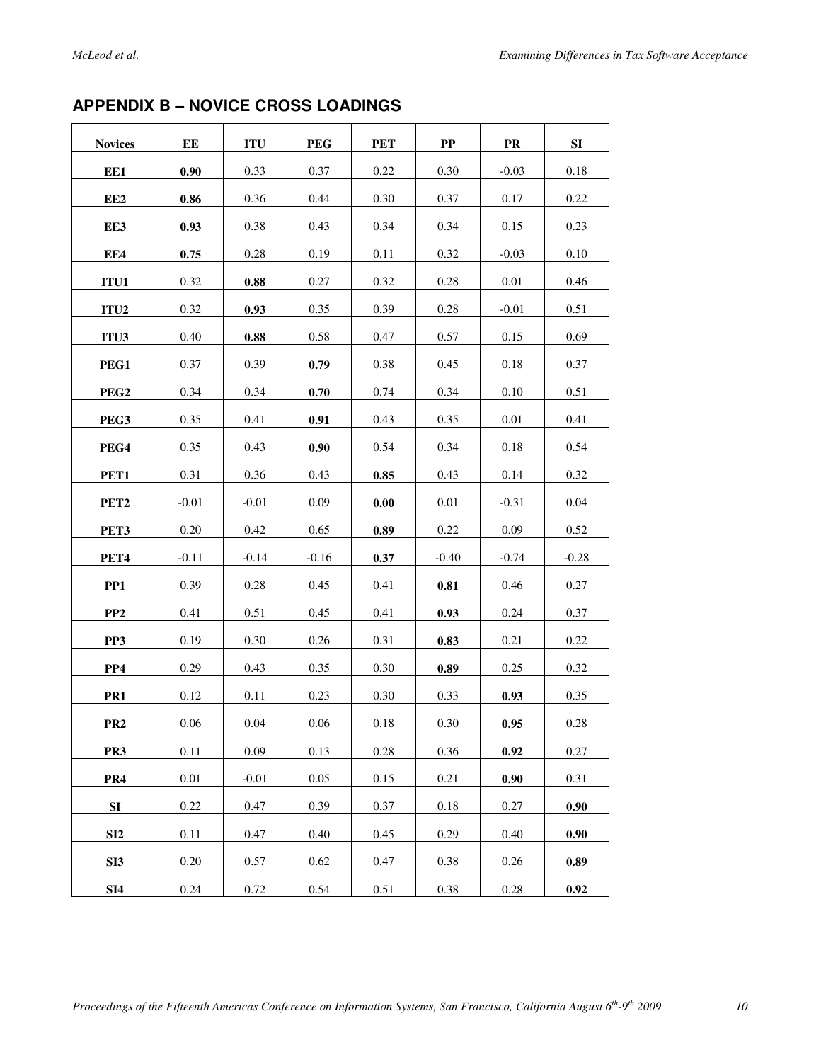## APPENDIX B – NOVICE CROSS LOADINGS

| Novices | EE | ITU | PEG | PET | PP | PR | SI |
|---|---|---|---|---|---|---|---|
| EE1 | **0.90** | 0.33 | 0.37 | 0.22 | 0.30 | -0.03 | 0.18 |
| EE2 | **0.86** | 0.36 | 0.44 | 0.30 | 0.37 | 0.17 | 0.22 |
| EE3 | **0.93** | 0.38 | 0.43 | 0.34 | 0.34 | 0.15 | 0.23 |
| EE4 | **0.75** | 0.28 | 0.19 | 0.11 | 0.32 | -0.03 | 0.10 |
| ITU1 | 0.32 | **0.88** | 0.27 | 0.32 | 0.28 | 0.01 | 0.46 |
| ITU2 | 0.32 | **0.93** | 0.35 | 0.39 | 0.28 | -0.01 | 0.51 |
| ITU3 | 0.40 | **0.88** | 0.58 | 0.47 | 0.57 | 0.15 | 0.69 |
| PEG1 | 0.37 | 0.39 | **0.79** | 0.38 | 0.45 | 0.18 | 0.37 |
| PEG2 | 0.34 | 0.34 | **0.70** | 0.74 | 0.34 | 0.10 | 0.51 |
| PEG3 | 0.35 | 0.41 | **0.91** | 0.43 | 0.35 | 0.01 | 0.41 |
| PEG4 | 0.35 | 0.43 | **0.90** | 0.54 | 0.34 | 0.18 | 0.54 |
| PET1 | 0.31 | 0.36 | 0.43 | **0.85** | 0.43 | 0.14 | 0.32 |
| PET2 | -0.01 | -0.01 | 0.09 | **0.00** | 0.01 | -0.31 | 0.04 |
| PET3 | 0.20 | 0.42 | 0.65 | **0.89** | 0.22 | 0.09 | 0.52 |
| PET4 | -0.11 | -0.14 | -0.16 | **0.37** | -0.40 | -0.74 | -0.28 |
| PP1 | 0.39 | 0.28 | 0.45 | 0.41 | **0.81** | 0.46 | 0.27 |
| PP2 | 0.41 | 0.51 | 0.45 | 0.41 | **0.93** | 0.24 | 0.37 |
| PP3 | 0.19 | 0.30 | 0.26 | 0.31 | **0.83** | 0.21 | 0.22 |
| PP4 | 0.29 | 0.43 | 0.35 | 0.30 | **0.89** | 0.25 | 0.32 |
| PR1 | 0.12 | 0.11 | 0.23 | 0.30 | 0.33 | **0.93** | 0.35 |
| PR2 | 0.06 | 0.04 | 0.06 | 0.18 | 0.30 | **0.95** | 0.28 |
| PR3 | 0.11 | 0.09 | 0.13 | 0.28 | 0.36 | **0.92** | 0.27 |
| PR4 | 0.01 | -0.01 | 0.05 | 0.15 | 0.21 | **0.90** | 0.31 |
| SI | 0.22 | 0.47 | 0.39 | 0.37 | 0.18 | 0.27 | **0.90** |
| SI2 | 0.11 | 0.47 | 0.40 | 0.45 | 0.29 | 0.40 | **0.90** |
| SI3 | 0.20 | 0.57 | 0.62 | 0.47 | 0.38 | 0.26 | **0.89** |
| SI4 | 0.24 | 0.72 | 0.54 | 0.51 | 0.38 | 0.28 | **0.92** |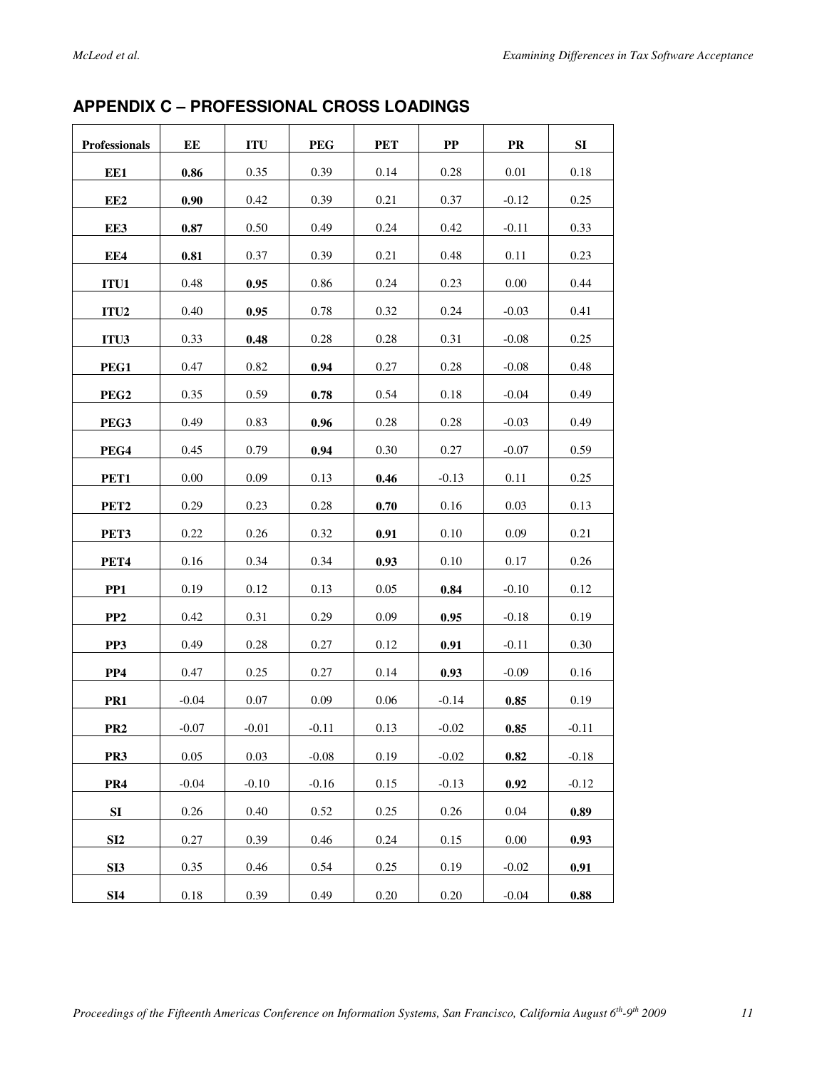## APPENDIX C – PROFESSIONAL CROSS LOADINGS

| Professionals | EE | ITU | PEG | PET | PP | PR | SI |
|---|---|---|---|---|---|---|---|
| EE1 | **0.86** | 0.35 | 0.39 | 0.14 | 0.28 | 0.01 | 0.18 |
| EE2 | **0.90** | 0.42 | 0.39 | 0.21 | 0.37 | -0.12 | 0.25 |
| EE3 | **0.87** | 0.50 | 0.49 | 0.24 | 0.42 | -0.11 | 0.33 |
| EE4 | **0.81** | 0.37 | 0.39 | 0.21 | 0.48 | 0.11 | 0.23 |
| ITU1 | 0.48 | **0.95** | 0.86 | 0.24 | 0.23 | 0.00 | 0.44 |
| ITU2 | 0.40 | **0.95** | 0.78 | 0.32 | 0.24 | -0.03 | 0.41 |
| ITU3 | 0.33 | **0.48** | 0.28 | 0.28 | 0.31 | -0.08 | 0.25 |
| PEG1 | 0.47 | 0.82 | **0.94** | 0.27 | 0.28 | -0.08 | 0.48 |
| PEG2 | 0.35 | 0.59 | **0.78** | 0.54 | 0.18 | -0.04 | 0.49 |
| PEG3 | 0.49 | 0.83 | **0.96** | 0.28 | 0.28 | -0.03 | 0.49 |
| PEG4 | 0.45 | 0.79 | **0.94** | 0.30 | 0.27 | -0.07 | 0.59 |
| PET1 | 0.00 | 0.09 | 0.13 | **0.46** | -0.13 | 0.11 | 0.25 |
| PET2 | 0.29 | 0.23 | 0.28 | **0.70** | 0.16 | 0.03 | 0.13 |
| PET3 | 0.22 | 0.26 | 0.32 | **0.91** | 0.10 | 0.09 | 0.21 |
| PET4 | 0.16 | 0.34 | 0.34 | **0.93** | 0.10 | 0.17 | 0.26 |
| PP1 | 0.19 | 0.12 | 0.13 | 0.05 | **0.84** | -0.10 | 0.12 |
| PP2 | 0.42 | 0.31 | 0.29 | 0.09 | **0.95** | -0.18 | 0.19 |
| PP3 | 0.49 | 0.28 | 0.27 | 0.12 | **0.91** | -0.11 | 0.30 |
| PP4 | 0.47 | 0.25 | 0.27 | 0.14 | **0.93** | -0.09 | 0.16 |
| PR1 | -0.04 | 0.07 | 0.09 | 0.06 | -0.14 | **0.85** | 0.19 |
| PR2 | -0.07 | -0.01 | -0.11 | 0.13 | -0.02 | **0.85** | -0.11 |
| PR3 | 0.05 | 0.03 | -0.08 | 0.19 | -0.02 | **0.82** | -0.18 |
| PR4 | -0.04 | -0.10 | -0.16 | 0.15 | -0.13 | **0.92** | -0.12 |
| SI | 0.26 | 0.40 | 0.52 | 0.25 | 0.26 | 0.04 | **0.89** |
| SI2 | 0.27 | 0.39 | 0.46 | 0.24 | 0.15 | 0.00 | **0.93** |
| SI3 | 0.35 | 0.46 | 0.54 | 0.25 | 0.19 | -0.02 | **0.91** |
| SI4 | 0.18 | 0.39 | 0.49 | 0.20 | 0.20 | -0.04 | **0.88** |